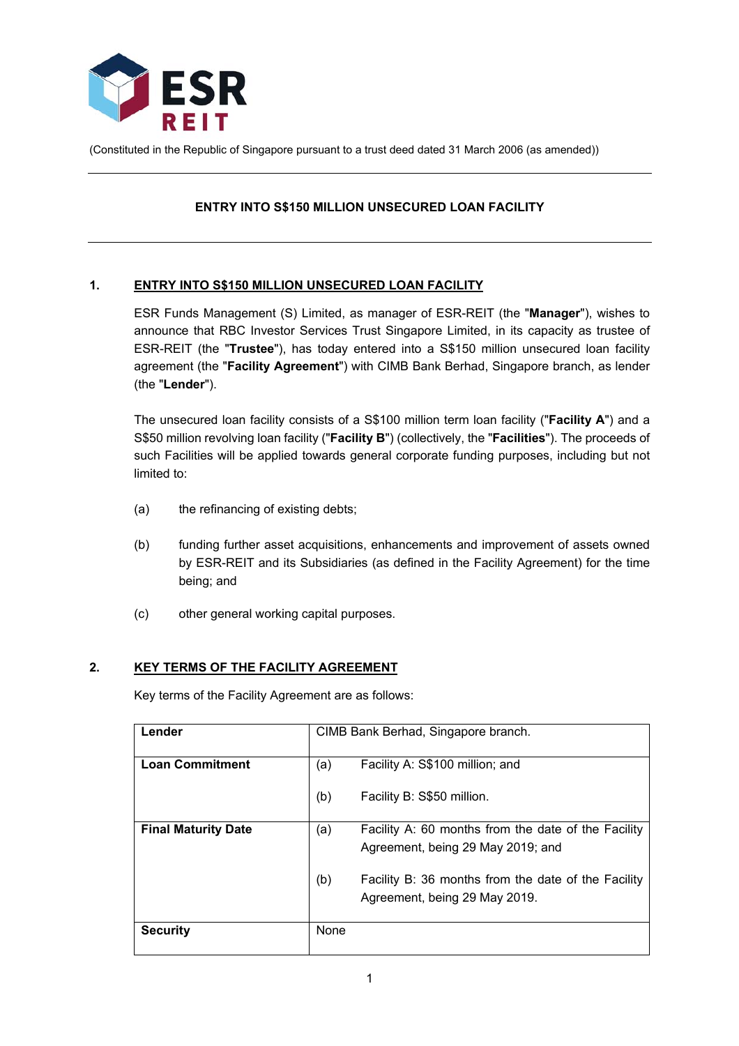ESR REIT

(Constituted in the Republic of Singapore pursuant to a trust deed dated 31 March 2006 (as amended))

# ENTRY INTO S$150 MILLION UNSECURED LOAN FACILITY

## 1. ENTRY INTO S$150 MILLION UNSECURED LOAN FACILITY

ESR Funds Management (S) Limited, as manager of ESR-REIT (the "**Manager**"), wishes to announce that RBC Investor Services Trust Singapore Limited, in its capacity as trustee of ESR-REIT (the "**Trustee**"), has today entered into a S$150 million unsecured loan facility agreement (the "**Facility Agreement**") with CIMB Bank Berhad, Singapore branch, as lender (the "**Lender**").

The unsecured loan facility consists of a S$100 million term loan facility ("**Facility A**") and a S$50 million revolving loan facility ("**Facility B**") (collectively, the "**Facilities**"). The proceeds of such Facilities will be applied towards general corporate funding purposes, including but not limited to:

(a) the refinancing of existing debts;

(b) funding further asset acquisitions, enhancements and improvement of assets owned by ESR-REIT and its Subsidiaries (as defined in the Facility Agreement) for the time being; and

(c) other general working capital purposes.

## 2. KEY TERMS OF THE FACILITY AGREEMENT

Key terms of the Facility Agreement are as follows:

| | |
|---|---|
| **Lender** | CIMB Bank Berhad, Singapore branch. |
| **Loan Commitment** | (a) Facility A: S$100 million; and<br>(b) Facility B: S$50 million. |
| **Final Maturity Date** | (a) Facility A: 60 months from the date of the Facility Agreement, being 29 May 2019; and<br>(b) Facility B: 36 months from the date of the Facility Agreement, being 29 May 2019. |
| **Security** | None |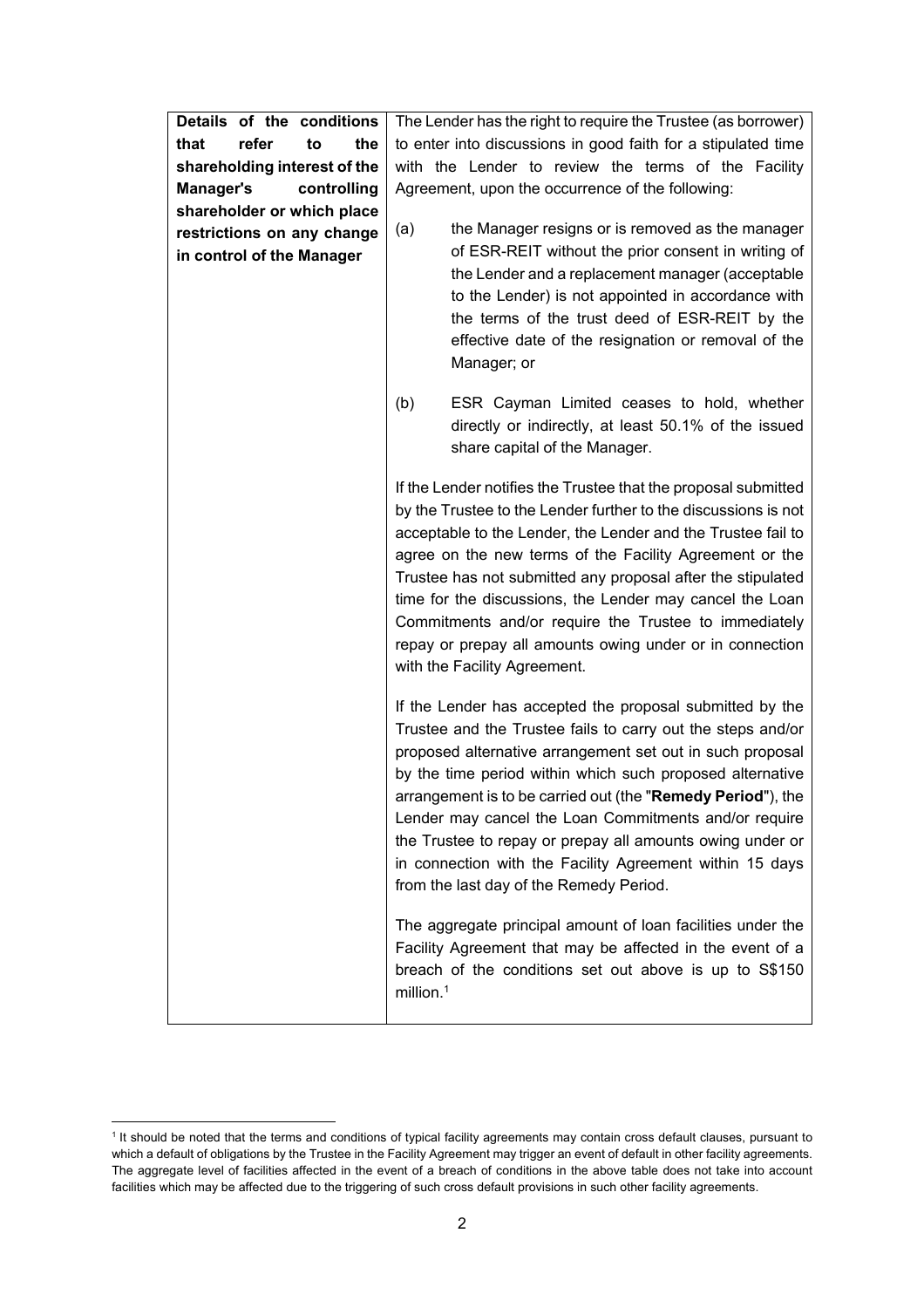| **Details of the conditions that refer to the shareholding interest of the Manager's controlling shareholder or which place restrictions on any change in control of the Manager** | The Lender has the right to require the Trustee (as borrower) to enter into discussions in good faith for a stipulated time with the Lender to review the terms of the Facility Agreement, upon the occurrence of the following:<br><br>(a) the Manager resigns or is removed as the manager of ESR-REIT without the prior consent in writing of the Lender and a replacement manager (acceptable to the Lender) is not appointed in accordance with the terms of the trust deed of ESR-REIT by the effective date of the resignation or removal of the Manager; or<br><br>(b) ESR Cayman Limited ceases to hold, whether directly or indirectly, at least 50.1% of the issued share capital of the Manager.<br><br>If the Lender notifies the Trustee that the proposal submitted by the Trustee to the Lender further to the discussions is not acceptable to the Lender, the Lender and the Trustee fail to agree on the new terms of the Facility Agreement or the Trustee has not submitted any proposal after the stipulated time for the discussions, the Lender may cancel the Loan Commitments and/or require the Trustee to immediately repay or prepay all amounts owing under or in connection with the Facility Agreement.<br><br>If the Lender has accepted the proposal submitted by the Trustee and the Trustee fails to carry out the steps and/or proposed alternative arrangement set out in such proposal by the time period within which such proposed alternative arrangement is to be carried out (the "**Remedy Period**"), the Lender may cancel the Loan Commitments and/or require the Trustee to repay or prepay all amounts owing under or in connection with the Facility Agreement within 15 days from the last day of the Remedy Period.<br><br>The aggregate principal amount of loan facilities under the Facility Agreement that may be affected in the event of a breach of the conditions set out above is up to S$150 million.[1] |
|---|---|

[1] It should be noted that the terms and conditions of typical facility agreements may contain cross default clauses, pursuant to which a default of obligations by the Trustee in the Facility Agreement may trigger an event of default in other facility agreements. The aggregate level of facilities affected in the event of a breach of conditions in the above table does not take into account facilities which may be affected due to the triggering of such cross default provisions in such other facility agreements.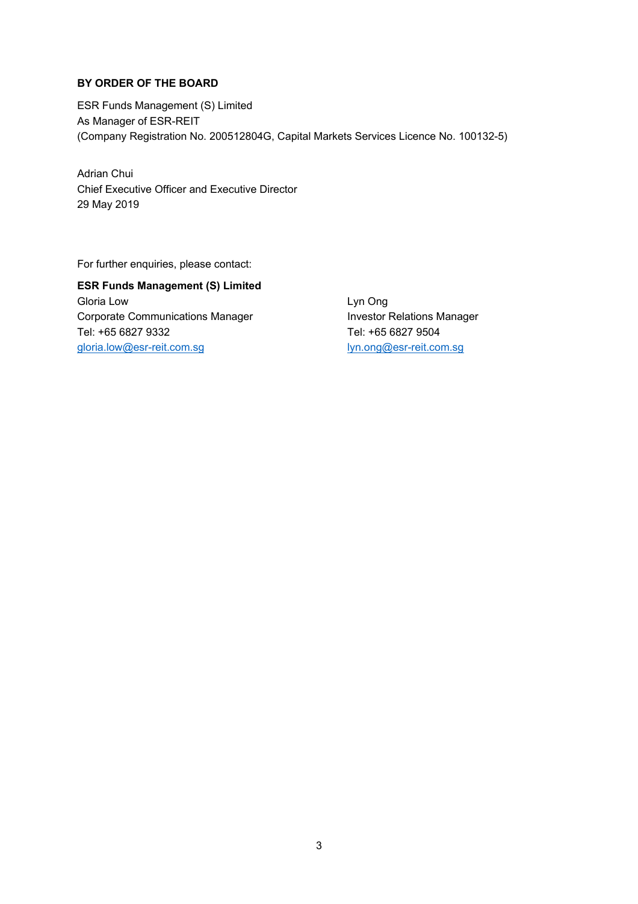**BY ORDER OF THE BOARD**

ESR Funds Management (S) Limited
As Manager of ESR-REIT
(Company Registration No. 200512804G, Capital Markets Services Licence No. 100132-5)

Adrian Chui
Chief Executive Officer and Executive Director
29 May 2019

For further enquiries, please contact:

**ESR Funds Management (S) Limited**

Gloria Low
Corporate Communications Manager
Tel: +65 6827 9332
gloria.low@esr-reit.com.sg

Lyn Ong
Investor Relations Manager
Tel: +65 6827 9504
lyn.ong@esr-reit.com.sg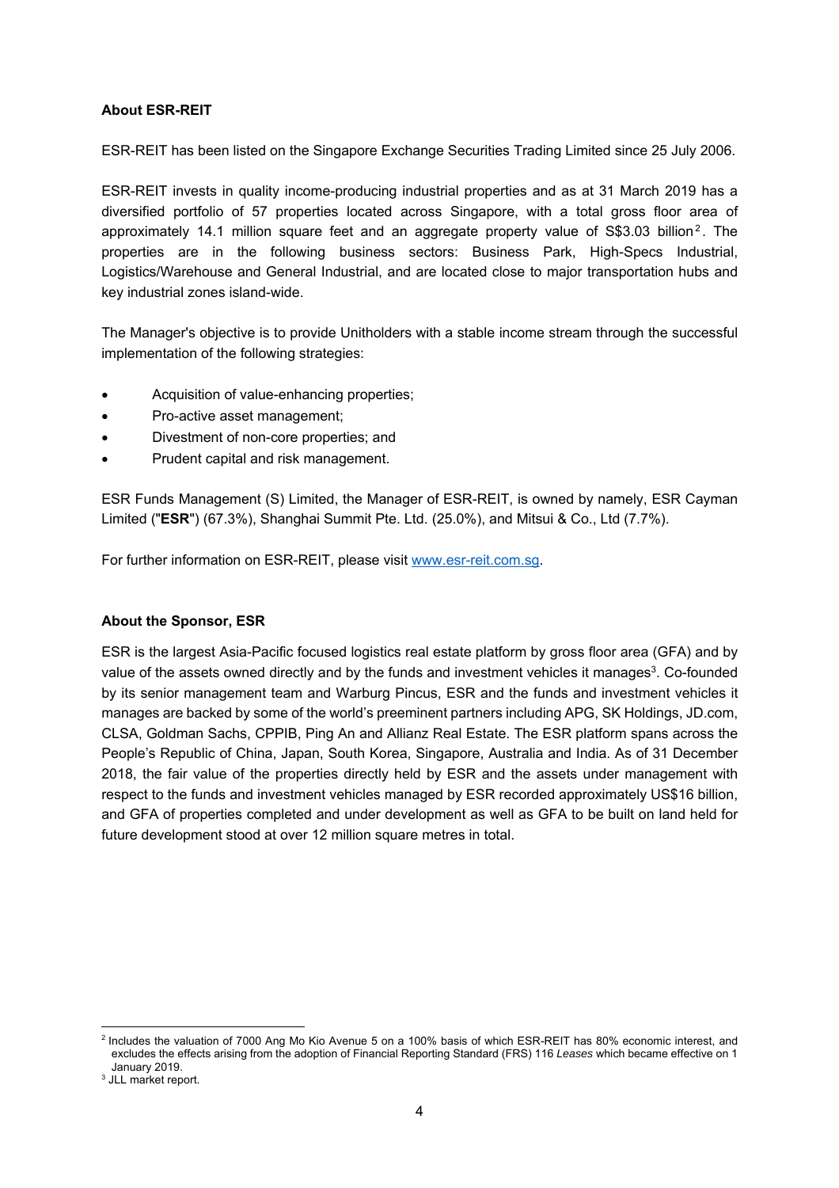**About ESR-REIT**

ESR-REIT has been listed on the Singapore Exchange Securities Trading Limited since 25 July 2006.

ESR-REIT invests in quality income-producing industrial properties and as at 31 March 2019 has a diversified portfolio of 57 properties located across Singapore, with a total gross floor area of approximately 14.1 million square feet and an aggregate property value of S$3.03 billion[2]. The properties are in the following business sectors: Business Park, High-Specs Industrial, Logistics/Warehouse and General Industrial, and are located close to major transportation hubs and key industrial zones island-wide.

The Manager's objective is to provide Unitholders with a stable income stream through the successful implementation of the following strategies:

- Acquisition of value-enhancing properties;
- Pro-active asset management;
- Divestment of non-core properties; and
- Prudent capital and risk management.

ESR Funds Management (S) Limited, the Manager of ESR-REIT, is owned by namely, ESR Cayman Limited ("**ESR**") (67.3%), Shanghai Summit Pte. Ltd. (25.0%), and Mitsui & Co., Ltd (7.7%).

For further information on ESR-REIT, please visit [www.esr-reit.com.sg](http://www.esr-reit.com.sg).

**About the Sponsor, ESR**

ESR is the largest Asia-Pacific focused logistics real estate platform by gross floor area (GFA) and by value of the assets owned directly and by the funds and investment vehicles it manages[3]. Co-founded by its senior management team and Warburg Pincus, ESR and the funds and investment vehicles it manages are backed by some of the world's preeminent partners including APG, SK Holdings, JD.com, CLSA, Goldman Sachs, CPPIB, Ping An and Allianz Real Estate. The ESR platform spans across the People's Republic of China, Japan, South Korea, Singapore, Australia and India. As of 31 December 2018, the fair value of the properties directly held by ESR and the assets under management with respect to the funds and investment vehicles managed by ESR recorded approximately US$16 billion, and GFA of properties completed and under development as well as GFA to be built on land held for future development stood at over 12 million square metres in total.

---

[2] Includes the valuation of 7000 Ang Mo Kio Avenue 5 on a 100% basis of which ESR-REIT has 80% economic interest, and excludes the effects arising from the adoption of Financial Reporting Standard (FRS) 116 *Leases* which became effective on 1 January 2019.

[3] JLL market report.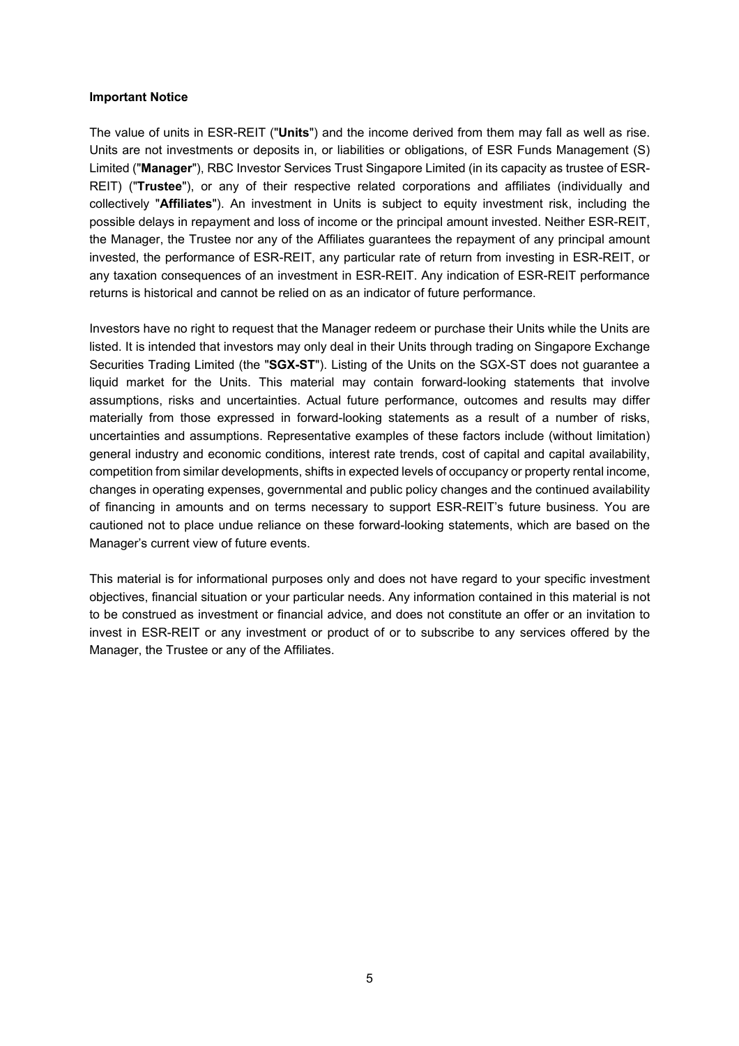**Important Notice**

The value of units in ESR-REIT ("**Units**") and the income derived from them may fall as well as rise. Units are not investments or deposits in, or liabilities or obligations, of ESR Funds Management (S) Limited ("**Manager**"), RBC Investor Services Trust Singapore Limited (in its capacity as trustee of ESR-REIT) ("**Trustee**"), or any of their respective related corporations and affiliates (individually and collectively "**Affiliates**"). An investment in Units is subject to equity investment risk, including the possible delays in repayment and loss of income or the principal amount invested. Neither ESR-REIT, the Manager, the Trustee nor any of the Affiliates guarantees the repayment of any principal amount invested, the performance of ESR-REIT, any particular rate of return from investing in ESR-REIT, or any taxation consequences of an investment in ESR-REIT. Any indication of ESR-REIT performance returns is historical and cannot be relied on as an indicator of future performance.

Investors have no right to request that the Manager redeem or purchase their Units while the Units are listed. It is intended that investors may only deal in their Units through trading on Singapore Exchange Securities Trading Limited (the "**SGX-ST**"). Listing of the Units on the SGX-ST does not guarantee a liquid market for the Units. This material may contain forward-looking statements that involve assumptions, risks and uncertainties. Actual future performance, outcomes and results may differ materially from those expressed in forward-looking statements as a result of a number of risks, uncertainties and assumptions. Representative examples of these factors include (without limitation) general industry and economic conditions, interest rate trends, cost of capital and capital availability, competition from similar developments, shifts in expected levels of occupancy or property rental income, changes in operating expenses, governmental and public policy changes and the continued availability of financing in amounts and on terms necessary to support ESR-REIT's future business. You are cautioned not to place undue reliance on these forward-looking statements, which are based on the Manager's current view of future events.

This material is for informational purposes only and does not have regard to your specific investment objectives, financial situation or your particular needs. Any information contained in this material is not to be construed as investment or financial advice, and does not constitute an offer or an invitation to invest in ESR-REIT or any investment or product of or to subscribe to any services offered by the Manager, the Trustee or any of the Affiliates.